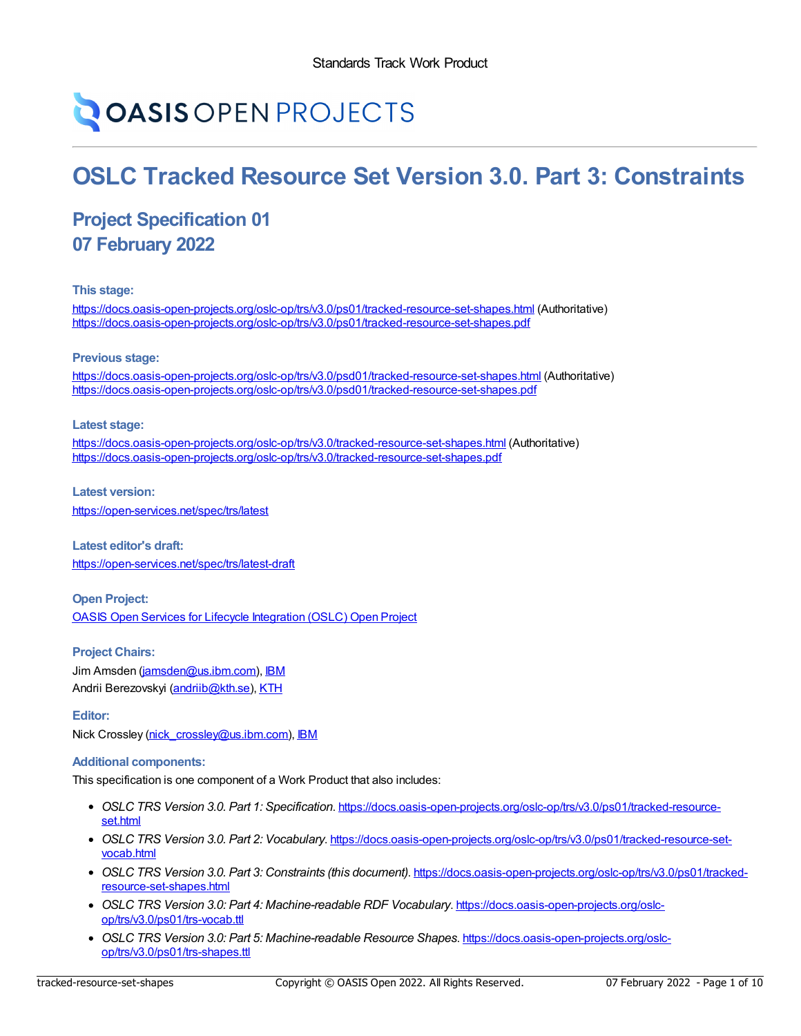Standards Track Work Product

OASIS OPEN PROJECTS

# OSLC Tracked Resource Set Version 3.0. Part 3: Constraints

## Project Specification 01
## 07 February 2022

#### This stage:

https://docs.oasis-open-projects.org/oslc-op/trs/v3.0/ps01/tracked-resource-set-shapes.html (Authoritative)
https://docs.oasis-open-projects.org/oslc-op/trs/v3.0/ps01/tracked-resource-set-shapes.pdf

#### Previous stage:

https://docs.oasis-open-projects.org/oslc-op/trs/v3.0/psd01/tracked-resource-set-shapes.html (Authoritative)
https://docs.oasis-open-projects.org/oslc-op/trs/v3.0/psd01/tracked-resource-set-shapes.pdf

#### Latest stage:

https://docs.oasis-open-projects.org/oslc-op/trs/v3.0/tracked-resource-set-shapes.html (Authoritative)
https://docs.oasis-open-projects.org/oslc-op/trs/v3.0/tracked-resource-set-shapes.pdf

#### Latest version:

https://open-services.net/spec/trs/latest

#### Latest editor's draft:

https://open-services.net/spec/trs/latest-draft

#### Open Project:

OASIS Open Services for Lifecycle Integration (OSLC) Open Project

#### Project Chairs:

Jim Amsden (jamsden@us.ibm.com), IBM
Andrii Berezovskyi (andriib@kth.se), KTH

#### Editor:

Nick Crossley (nick_crossley@us.ibm.com), IBM

#### Additional components:

This specification is one component of a Work Product that also includes:

- *OSLC TRS Version 3.0. Part 1: Specification*. https://docs.oasis-open-projects.org/oslc-op/trs/v3.0/ps01/tracked-resource-set.html
- *OSLC TRS Version 3.0. Part 2: Vocabulary*. https://docs.oasis-open-projects.org/oslc-op/trs/v3.0/ps01/tracked-resource-set-vocab.html
- *OSLC TRS Version 3.0. Part 3: Constraints (this document)*. https://docs.oasis-open-projects.org/oslc-op/trs/v3.0/ps01/tracked-resource-set-shapes.html
- *OSLC TRS Version 3.0: Part 4: Machine-readable RDF Vocabulary*. https://docs.oasis-open-projects.org/oslc-op/trs/v3.0/ps01/trs-vocab.ttl
- *OSLC TRS Version 3.0: Part 5: Machine-readable Resource Shapes*. https://docs.oasis-open-projects.org/oslc-op/trs/v3.0/ps01/trs-shapes.ttl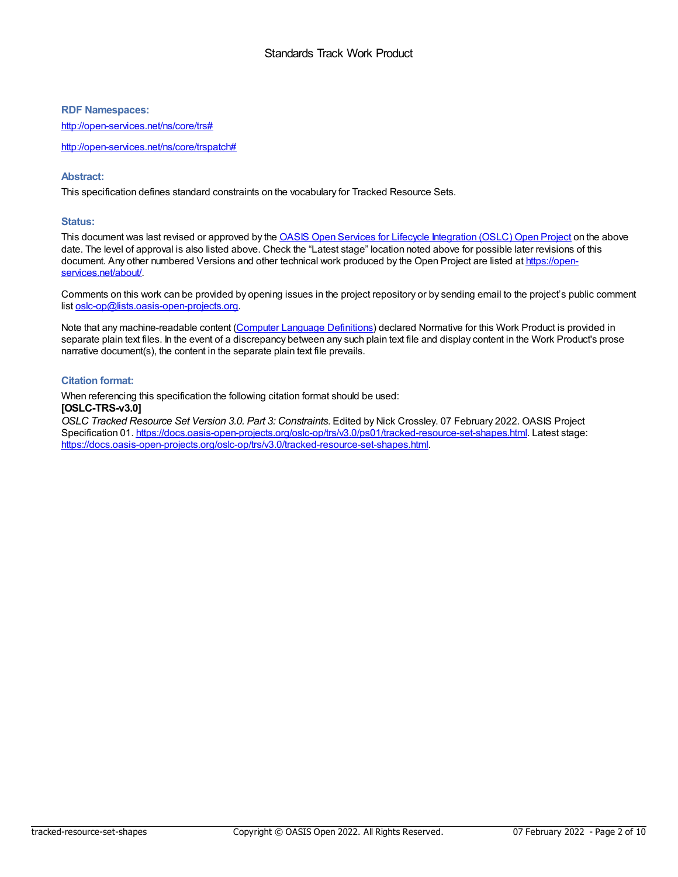Standards Track Work Product

### RDF Namespaces:

http://open-services.net/ns/core/trs#

http://open-services.net/ns/core/trspatch#

### Abstract:

This specification defines standard constraints on the vocabulary for Tracked Resource Sets.

### Status:

This document was last revised or approved by the [OASIS Open Services for Lifecycle Integration (OSLC) Open Project]() on the above date. The level of approval is also listed above. Check the "Latest stage" location noted above for possible later revisions of this document. Any other numbered Versions and other technical work produced by the Open Project are listed at https://open-services.net/about/.

Comments on this work can be provided by opening issues in the project repository or by sending email to the project's public comment list oslc-op@lists.oasis-open-projects.org.

Note that any machine-readable content ([Computer Language Definitions]()) declared Normative for this Work Product is provided in separate plain text files. In the event of a discrepancy between any such plain text file and display content in the Work Product's prose narrative document(s), the content in the separate plain text file prevails.

### Citation format:

When referencing this specification the following citation format should be used:

**[OSLC-TRS-v3.0]**

*OSLC Tracked Resource Set Version 3.0. Part 3: Constraints*. Edited by Nick Crossley. 07 February 2022. OASIS Project Specification 01. https://docs.oasis-open-projects.org/oslc-op/trs/v3.0/ps01/tracked-resource-set-shapes.html. Latest stage: https://docs.oasis-open-projects.org/oslc-op/trs/v3.0/tracked-resource-set-shapes.html.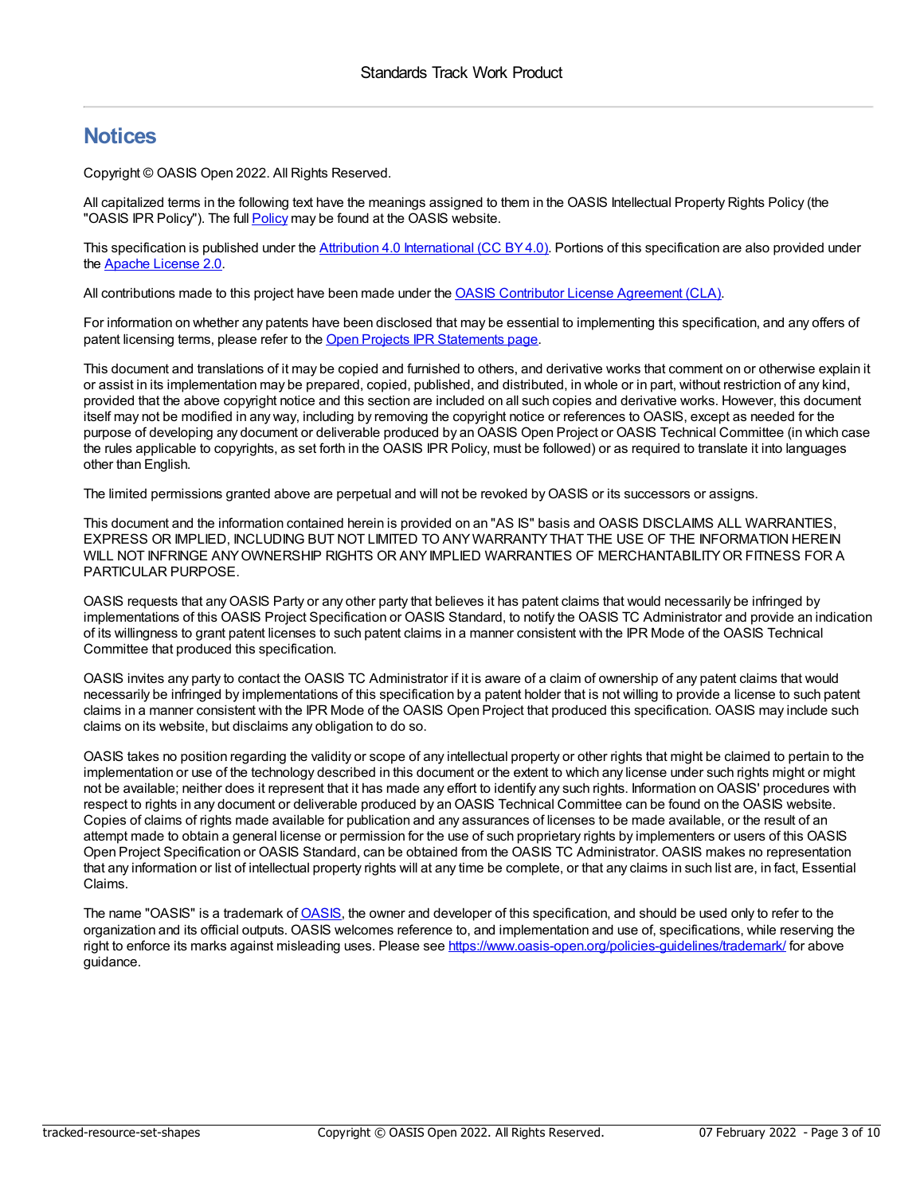# Notices

Copyright © OASIS Open 2022. All Rights Reserved.

All capitalized terms in the following text have the meanings assigned to them in the OASIS Intellectual Property Rights Policy (the "OASIS IPR Policy"). The full Policy may be found at the OASIS website.

This specification is published under the Attribution 4.0 International (CC BY 4.0). Portions of this specification are also provided under the Apache License 2.0.

All contributions made to this project have been made under the OASIS Contributor License Agreement (CLA).

For information on whether any patents have been disclosed that may be essential to implementing this specification, and any offers of patent licensing terms, please refer to the Open Projects IPR Statements page.

This document and translations of it may be copied and furnished to others, and derivative works that comment on or otherwise explain it or assist in its implementation may be prepared, copied, published, and distributed, in whole or in part, without restriction of any kind, provided that the above copyright notice and this section are included on all such copies and derivative works. However, this document itself may not be modified in any way, including by removing the copyright notice or references to OASIS, except as needed for the purpose of developing any document or deliverable produced by an OASIS Open Project or OASIS Technical Committee (in which case the rules applicable to copyrights, as set forth in the OASIS IPR Policy, must be followed) or as required to translate it into languages other than English.

The limited permissions granted above are perpetual and will not be revoked by OASIS or its successors or assigns.

This document and the information contained herein is provided on an "AS IS" basis and OASIS DISCLAIMS ALL WARRANTIES, EXPRESS OR IMPLIED, INCLUDING BUT NOT LIMITED TO ANY WARRANTY THAT THE USE OF THE INFORMATION HEREIN WILL NOT INFRINGE ANY OWNERSHIP RIGHTS OR ANY IMPLIED WARRANTIES OF MERCHANTABILITY OR FITNESS FOR A PARTICULAR PURPOSE.

OASIS requests that any OASIS Party or any other party that believes it has patent claims that would necessarily be infringed by implementations of this OASIS Project Specification or OASIS Standard, to notify the OASIS TC Administrator and provide an indication of its willingness to grant patent licenses to such patent claims in a manner consistent with the IPR Mode of the OASIS Technical Committee that produced this specification.

OASIS invites any party to contact the OASIS TC Administrator if it is aware of a claim of ownership of any patent claims that would necessarily be infringed by implementations of this specification by a patent holder that is not willing to provide a license to such patent claims in a manner consistent with the IPR Mode of the OASIS Open Project that produced this specification. OASIS may include such claims on its website, but disclaims any obligation to do so.

OASIS takes no position regarding the validity or scope of any intellectual property or other rights that might be claimed to pertain to the implementation or use of the technology described in this document or the extent to which any license under such rights might or might not be available; neither does it represent that it has made any effort to identify any such rights. Information on OASIS' procedures with respect to rights in any document or deliverable produced by an OASIS Technical Committee can be found on the OASIS website. Copies of claims of rights made available for publication and any assurances of licenses to be made available, or the result of an attempt made to obtain a general license or permission for the use of such proprietary rights by implementers or users of this OASIS Open Project Specification or OASIS Standard, can be obtained from the OASIS TC Administrator. OASIS makes no representation that any information or list of intellectual property rights will at any time be complete, or that any claims in such list are, in fact, Essential Claims.

The name "OASIS" is a trademark of OASIS, the owner and developer of this specification, and should be used only to refer to the organization and its official outputs. OASIS welcomes reference to, and implementation and use of, specifications, while reserving the right to enforce its marks against misleading uses. Please see https://www.oasis-open.org/policies-guidelines/trademark/ for above guidance.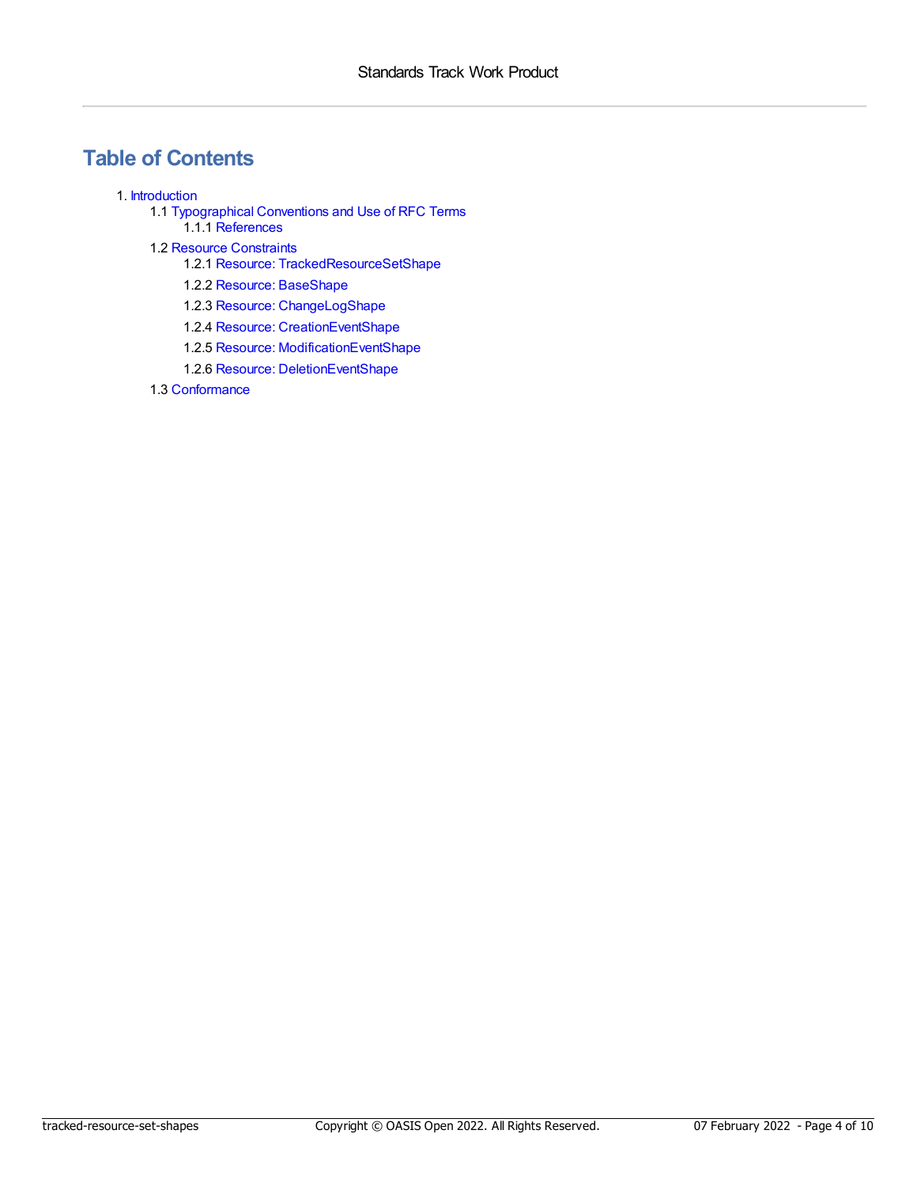# Table of Contents

1. Introduction
    - 1.1 Typographical Conventions and Use of RFC Terms
        - 1.1.1 References
    - 1.2 Resource Constraints
        - 1.2.1 Resource: TrackedResourceSetShape
        - 1.2.2 Resource: BaseShape
        - 1.2.3 Resource: ChangeLogShape
        - 1.2.4 Resource: CreationEventShape
        - 1.2.5 Resource: ModificationEventShape
        - 1.2.6 Resource: DeletionEventShape
    - 1.3 Conformance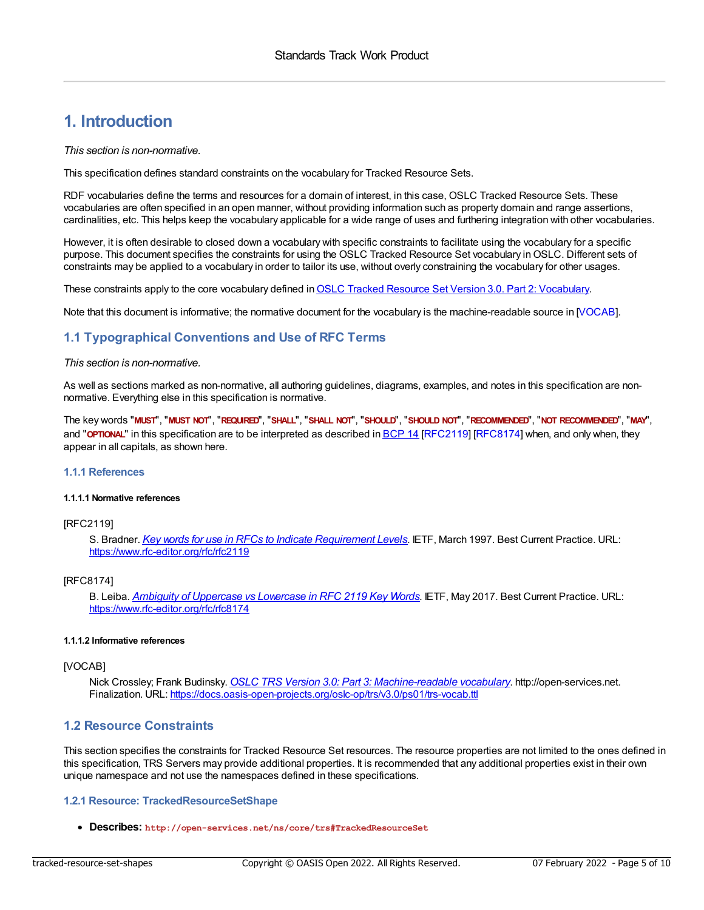# 1. Introduction

*This section is non-normative.*

This specification defines standard constraints on the vocabulary for Tracked Resource Sets.

RDF vocabularies define the terms and resources for a domain of interest, in this case, OSLC Tracked Resource Sets. These vocabularies are often specified in an open manner, without providing information such as property domain and range assertions, cardinalities, etc. This helps keep the vocabulary applicable for a wide range of uses and furthering integration with other vocabularies.

However, it is often desirable to closed down a vocabulary with specific constraints to facilitate using the vocabulary for a specific purpose. This document specifies the constraints for using the OSLC Tracked Resource Set vocabulary in OSLC. Different sets of constraints may be applied to a vocabulary in order to tailor its use, without overly constraining the vocabulary for other usages.

These constraints apply to the core vocabulary defined in [OSLC Tracked Resource Set Version 3.0. Part 2: Vocabulary](https://docs.oasis-open-projects.org/oslc-op/trs/v3.0/ps01/trs-vocab.ttl).

Note that this document is informative; the normative document for the vocabulary is the machine-readable source in [VOCAB].

## 1.1 Typographical Conventions and Use of RFC Terms

*This section is non-normative.*

As well as sections marked as non-normative, all authoring guidelines, diagrams, examples, and notes in this specification are non-normative. Everything else in this specification is normative.

The key words "**MUST**", "**MUST NOT**", "**REQUIRED**", "**SHALL**", "**SHALL NOT**", "**SHOULD**", "**SHOULD NOT**", "**RECOMMENDED**", "**NOT RECOMMENDED**", "**MAY**", and "**OPTIONAL**" in this specification are to be interpreted as described in BCP 14 [RFC2119] [RFC8174] when, and only when, they appear in all capitals, as shown here.

### 1.1.1 References

#### 1.1.1.1 Normative references

[RFC2119]

S. Bradner. *[Key words for use in RFCs to Indicate Requirement Levels](https://www.rfc-editor.org/rfc/rfc2119)*. IETF, March 1997. Best Current Practice. URL: https://www.rfc-editor.org/rfc/rfc2119

[RFC8174]

B. Leiba. *[Ambiguity of Uppercase vs Lowercase in RFC 2119 Key Words](https://www.rfc-editor.org/rfc/rfc8174)*. IETF, May 2017. Best Current Practice. URL: https://www.rfc-editor.org/rfc/rfc8174

#### 1.1.1.2 Informative references

[VOCAB]

Nick Crossley; Frank Budinsky. *[OSLC TRS Version 3.0: Part 3: Machine-readable vocabulary](https://docs.oasis-open-projects.org/oslc-op/trs/v3.0/ps01/trs-vocab.ttl)*. http://open-services.net. Finalization. URL: https://docs.oasis-open-projects.org/oslc-op/trs/v3.0/ps01/trs-vocab.ttl

## 1.2 Resource Constraints

This section specifies the constraints for Tracked Resource Set resources. The resource properties are not limited to the ones defined in this specification, TRS Servers may provide additional properties. It is recommended that any additional properties exist in their own unique namespace and not use the namespaces defined in these specifications.

### 1.2.1 Resource: TrackedResourceSetShape

- **Describes:** `http://open-services.net/ns/core/trs#TrackedResourceSet`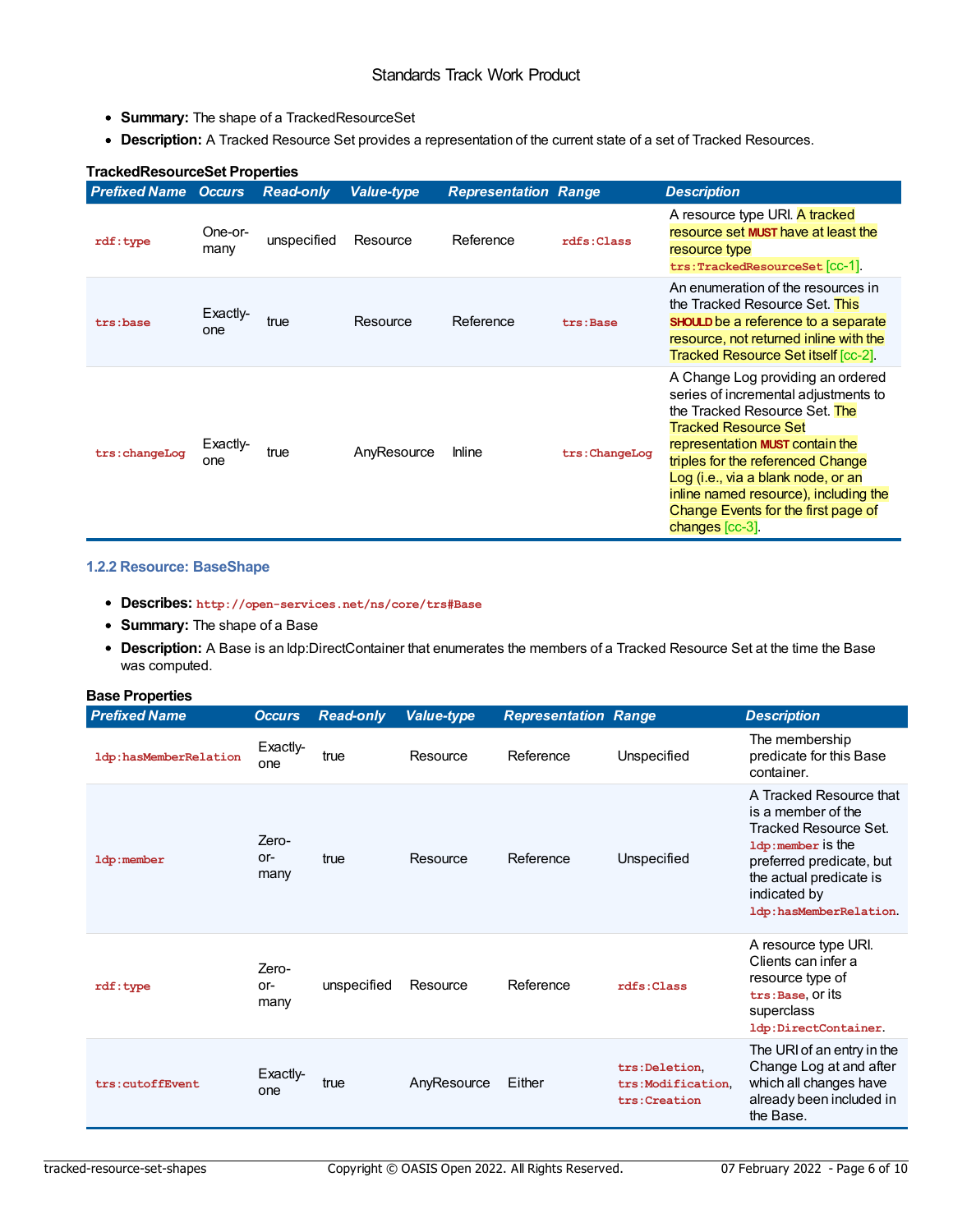- **Summary:** The shape of a TrackedResourceSet
- **Description:** A Tracked Resource Set provides a representation of the current state of a set of Tracked Resources.

**TrackedResourceSet Properties**

| *Prefixed Name* | *Occurs* | *Read-only* | *Value-type* | *Representation* | *Range* | *Description* |
|---|---|---|---|---|---|---|
| `rdf:type` | One-or-many | unspecified | Resource | Reference | `rdfs:Class` | A resource type URI. A tracked resource set **MUST** have at least the resource type `trs:TrackedResourceSet` [cc-1]. |
| `trs:base` | Exactly-one | true | Resource | Reference | `trs:Base` | An enumeration of the resources in the Tracked Resource Set. This **SHOULD** be a reference to a separate resource, not returned inline with the Tracked Resource Set itself [cc-2]. |
| `trs:changeLog` | Exactly-one | true | AnyResource | Inline | `trs:ChangeLog` | A Change Log providing an ordered series of incremental adjustments to the Tracked Resource Set. The Tracked Resource Set representation **MUST** contain the triples for the referenced Change Log (i.e., via a blank node, or an inline named resource), including the Change Events for the first page of changes [cc-3]. |

### 1.2.2 Resource: BaseShape

- **Describes:** `http://open-services.net/ns/core/trs#Base`
- **Summary:** The shape of a Base
- **Description:** A Base is an ldp:DirectContainer that enumerates the members of a Tracked Resource Set at the time the Base was computed.

**Base Properties**

| *Prefixed Name* | *Occurs* | *Read-only* | *Value-type* | *Representation* | *Range* | *Description* |
|---|---|---|---|---|---|---|
| `ldp:hasMemberRelation` | Exactly-one | true | Resource | Reference | Unspecified | The membership predicate for this Base container. |
| `ldp:member` | Zero-or-many | true | Resource | Reference | Unspecified | A Tracked Resource that is a member of the Tracked Resource Set. `ldp:member` is the preferred predicate, but the actual predicate is indicated by `ldp:hasMemberRelation`. |
| `rdf:type` | Zero-or-many | unspecified | Resource | Reference | `rdfs:Class` | A resource type URI. Clients can infer a resource type of `trs:Base`, or its superclass `ldp:DirectContainer`. |
| `trs:cutoffEvent` | Exactly-one | true | AnyResource | Either | `trs:Deletion`, `trs:Modification`, `trs:Creation` | The URI of an entry in the Change Log at and after which all changes have already been included in the Base. |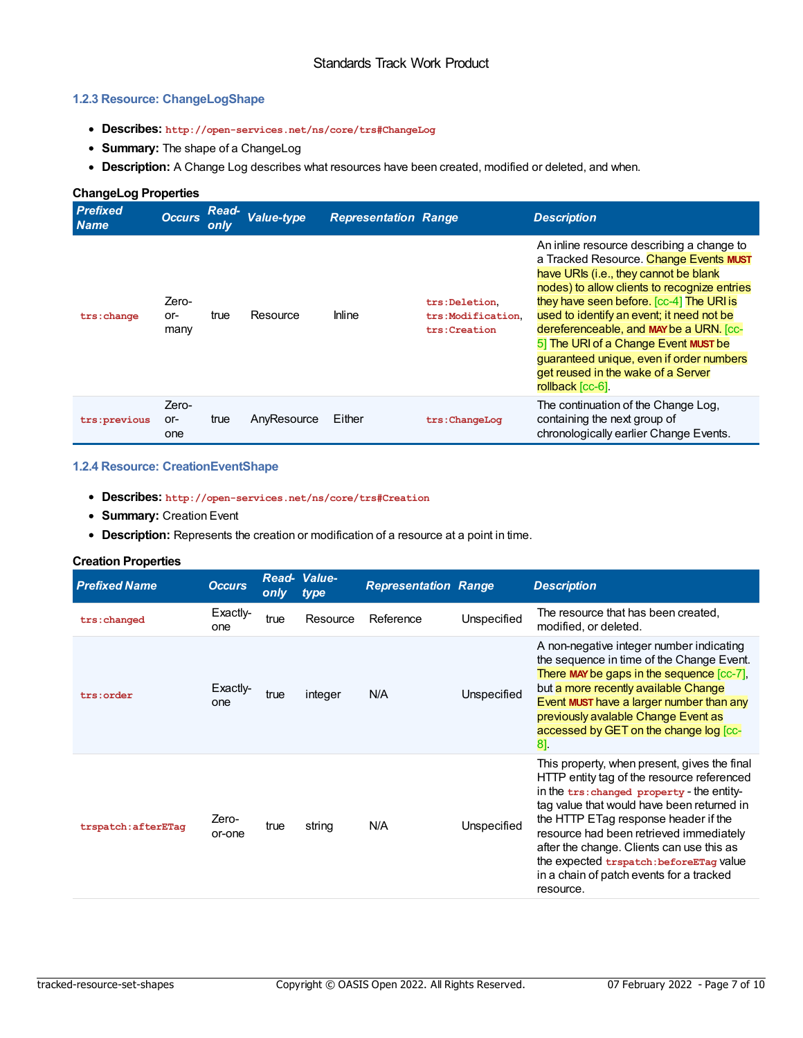### 1.2.3 Resource: ChangeLogShape

- **Describes:** `http://open-services.net/ns/core/trs#ChangeLog`
- **Summary:** The shape of a ChangeLog
- **Description:** A Change Log describes what resources have been created, modified or deleted, and when.

**ChangeLog Properties**

| *Prefixed Name* | *Occurs* | *Read-only* | *Value-type* | *Representation* | *Range* | *Description* |
|---|---|---|---|---|---|---|
| `trs:change` | Zero-or-many | true | Resource | Inline | `trs:Deletion`, `trs:Modification`, `trs:Creation` | An inline resource describing a change to a Tracked Resource. Change Events **MUST** have URIs (i.e., they cannot be blank nodes) to allow clients to recognize entries they have seen before. [cc-4] The URI is used to identify an event; it need not be dereferenceable, and **MAY** be a URN. [cc-5] The URI of a Change Event **MUST** be guaranteed unique, even if order numbers get reused in the wake of a Server rollback [cc-6]. |
| `trs:previous` | Zero-or-one | true | AnyResource | Either | `trs:ChangeLog` | The continuation of the Change Log, containing the next group of chronologically earlier Change Events. |

### 1.2.4 Resource: CreationEventShape

- **Describes:** `http://open-services.net/ns/core/trs#Creation`
- **Summary:** Creation Event
- **Description:** Represents the creation or modification of a resource at a point in time.

**Creation Properties**

| *Prefixed Name* | *Occurs* | *Read-only* | *Value-type* | *Representation* | *Range* | *Description* |
|---|---|---|---|---|---|---|
| `trs:changed` | Exactly-one | true | Resource | Reference | Unspecified | The resource that has been created, modified, or deleted. |
| `trs:order` | Exactly-one | true | integer | N/A | Unspecified | A non-negative integer number indicating the sequence in time of the Change Event. There **MAY** be gaps in the sequence [cc-7], but a more recently available Change Event **MUST** have a larger number than any previously avalable Change Event as accessed by GET on the change log [cc-8]. |
| `trspatch:afterETag` | Zero-or-one | true | string | N/A | Unspecified | This property, when present, gives the final HTTP entity tag of the resource referenced in the `trs:changed property` - the entity-tag value that would have been returned in the HTTP ETag response header if the resource had been retrieved immediately after the change. Clients can use this as the expected `trspatch:beforeETag` value in a chain of patch events for a tracked resource. |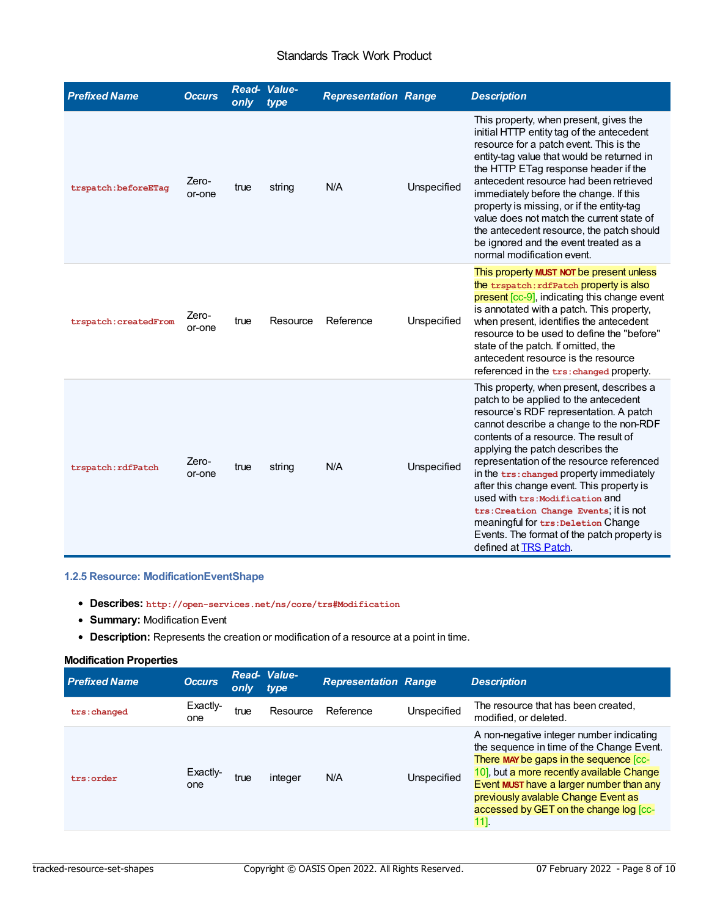| Prefixed Name | Occurs | Read-only | Value-type | Representation | Range | Description |
|---|---|---|---|---|---|---|
| `trspatch:beforeETag` | Zero-or-one | true | string | N/A | Unspecified | This property, when present, gives the initial HTTP entity tag of the antecedent resource for a patch event. This is the entity-tag value that would be returned in the HTTP ETag response header if the antecedent resource had been retrieved immediately before the change. If this property is missing, or if the entity-tag value does not match the current state of the antecedent resource, the patch should be ignored and the event treated as a normal modification event. |
| `trspatch:createdFrom` | Zero-or-one | true | Resource | Reference | Unspecified | This property **MUST NOT** be present unless the `trspatch:rdfPatch` property is also present [cc-9], indicating this change event is annotated with a patch. This property, when present, identifies the antecedent resource to be used to define the "before" state of the patch. If omitted, the antecedent resource is the resource referenced in the `trs:changed` property. |
| `trspatch:rdfPatch` | Zero-or-one | true | string | N/A | Unspecified | This property, when present, describes a patch to be applied to the antecedent resource's RDF representation. A patch cannot describe a change to the non-RDF contents of a resource. The result of applying the patch describes the representation of the resource referenced in the `trs:changed` property immediately after this change event. This property is used with `trs:Modification` and `trs:Creation Change Events`; it is not meaningful for `trs:Deletion` Change Events. The format of the patch property is defined at [TRS Patch](). |

### 1.2.5 Resource: ModificationEventShape

- **Describes:** `http://open-services.net/ns/core/trs#Modification`
- **Summary:** Modification Event
- **Description:** Represents the creation or modification of a resource at a point in time.

**Modification Properties**

| Prefixed Name | Occurs | Read-only | Value-type | Representation | Range | Description |
|---|---|---|---|---|---|---|
| `trs:changed` | Exactly-one | true | Resource | Reference | Unspecified | The resource that has been created, modified, or deleted. |
| `trs:order` | Exactly-one | true | integer | N/A | Unspecified | A non-negative integer number indicating the sequence in time of the Change Event. There **MAY** be gaps in the sequence [cc-10], but a more recently available Change Event **MUST** have a larger number than any previously avalable Change Event as accessed by GET on the change log [cc-11]. |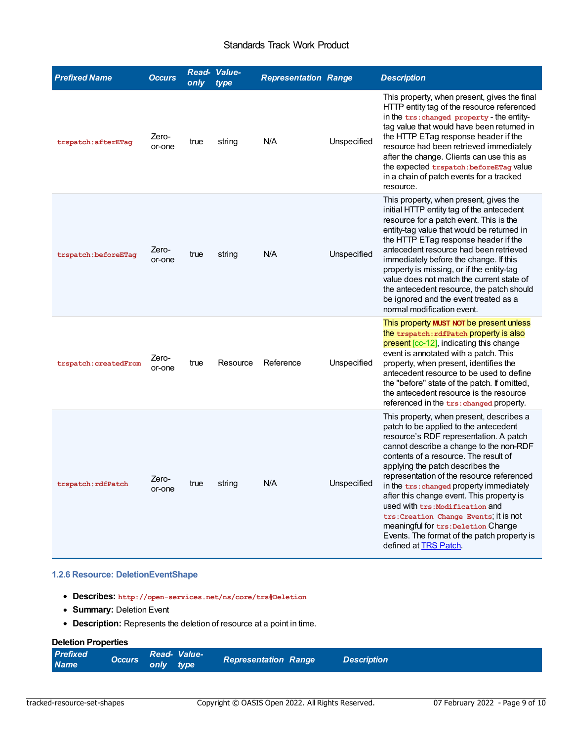| Prefixed Name | Occurs | Read-only | Value-type | Representation | Range | Description |
|---|---|---|---|---|---|---|
| `trspatch:afterETag` | Zero-or-one | true | string | N/A | Unspecified | This property, when present, gives the final HTTP entity tag of the resource referenced in the `trs:changed property` - the entity-tag value that would have been returned in the HTTP ETag response header if the resource had been retrieved immediately after the change. Clients can use this as the expected `trspatch:beforeETag` value in a chain of patch events for a tracked resource. |
| `trspatch:beforeETag` | Zero-or-one | true | string | N/A | Unspecified | This property, when present, gives the initial HTTP entity tag of the antecedent resource for a patch event. This is the entity-tag value that would be returned in the HTTP ETag response header if the antecedent resource had been retrieved immediately before the change. If this property is missing, or if the entity-tag value does not match the current state of the antecedent resource, the patch should be ignored and the event treated as a normal modification event. |
| `trspatch:createdFrom` | Zero-or-one | true | Resource | Reference | Unspecified | This property **MUST NOT** be present unless the `trspatch:rdfPatch` property is also present [cc-12], indicating this change event is annotated with a patch. This property, when present, identifies the antecedent resource to be used to define the "before" state of the patch. If omitted, the antecedent resource is the resource referenced in the `trs:changed` property. |
| `trspatch:rdfPatch` | Zero-or-one | true | string | N/A | Unspecified | This property, when present, describes a patch to be applied to the antecedent resource's RDF representation. A patch cannot describe a change to the non-RDF contents of a resource. The result of applying the patch describes the representation of the resource referenced in the `trs:changed` property immediately after this change event. This property is used with `trs:Modification` and `trs:Creation Change Events`; it is not meaningful for `trs:Deletion` Change Events. The format of the patch property is defined at TRS Patch. |

### 1.2.6 Resource: DeletionEventShape

- **Describes:** `http://open-services.net/ns/core/trs#Deletion`
- **Summary:** Deletion Event
- **Description:** Represents the deletion of resource at a point in time.

**Deletion Properties**

| Prefixed Name | Occurs | Read-only | Value-type | Representation | Range | Description |
|---|---|---|---|---|---|---|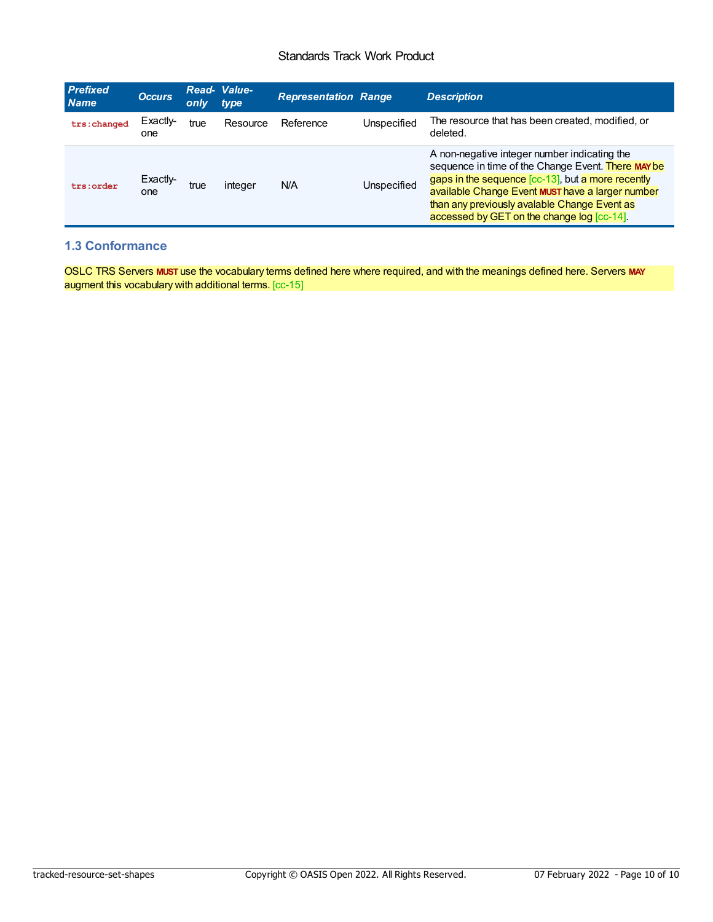| Prefixed Name | Occurs | Read-only | Value-type | Representation | Range | Description |
| --- | --- | --- | --- | --- | --- | --- |
| `trs:changed` | Exactly-one | true | Resource | Reference | Unspecified | The resource that has been created, modified, or deleted. |
| `trs:order` | Exactly-one | true | integer | N/A | Unspecified | A non-negative integer number indicating the sequence in time of the Change Event. There **MAY** be gaps in the sequence [cc-13], but a more recently available Change Event **MUST** have a larger number than any previously avalable Change Event as accessed by GET on the change log [cc-14]. |

## 1.3 Conformance

OSLC TRS Servers **MUST** use the vocabulary terms defined here where required, and with the meanings defined here. Servers **MAY** augment this vocabulary with additional terms. [cc-15]